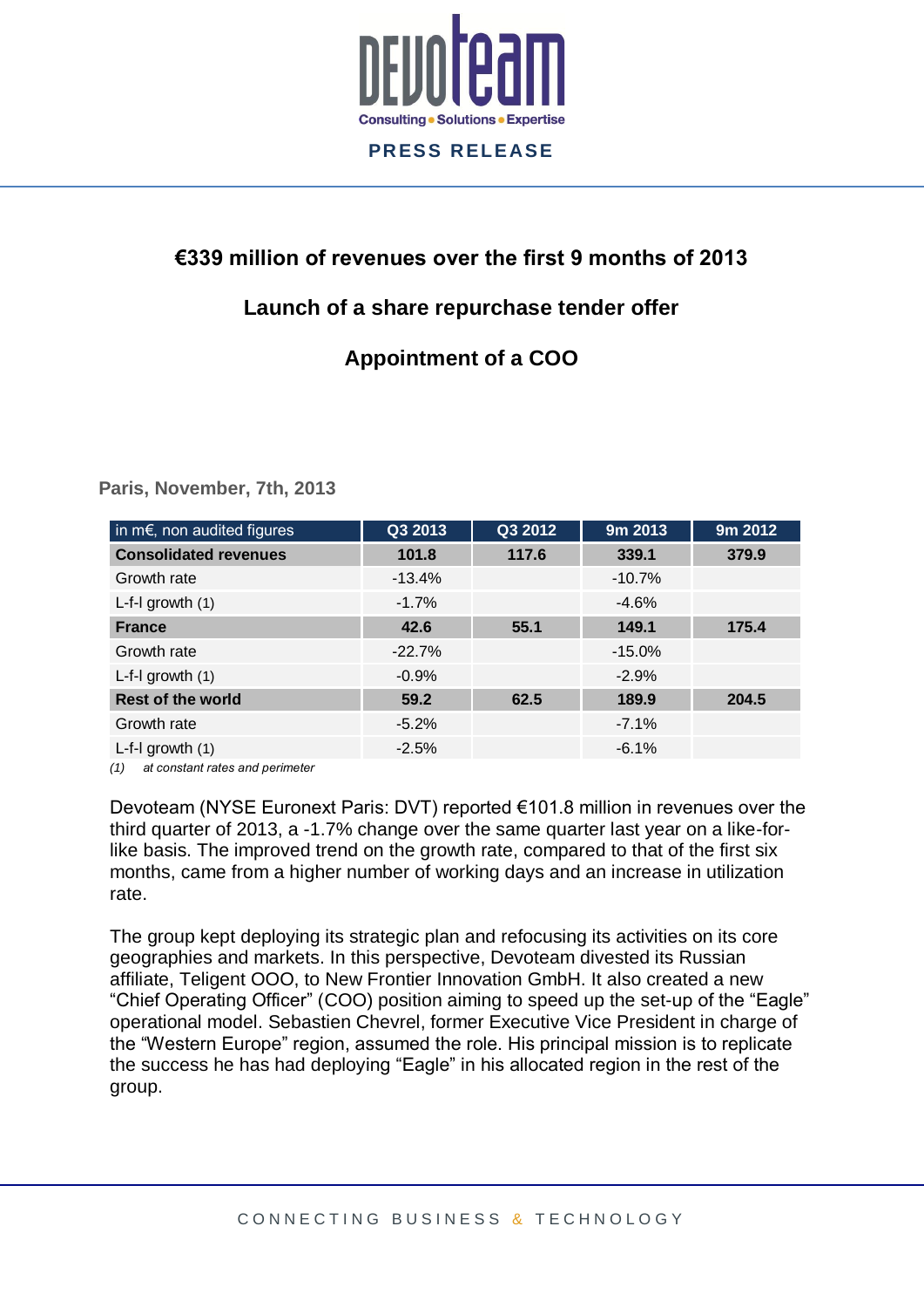PRESS RELEASE

# €339 million of revenues over the first 9 months of 2013

# Launch of a share repurchase tender offer

# Appointment of a COO

**Paris, November, 7th, 2013**

| in m€, non audited figures | Q3 2013 | Q3 2012 | 9m 2013 | 9m 2012 |
|---|---|---|---|---|
| **Consolidated revenues** | **101.8** | **117.6** | **339.1** | **379.9** |
| Growth rate | -13.4% | | -10.7% | |
| L-f-l growth (1) | -1.7% | | -4.6% | |
| **France** | **42.6** | **55.1** | **149.1** | **175.4** |
| Growth rate | -22.7% | | -15.0% | |
| L-f-l growth (1) | -0.9% | | -2.9% | |
| **Rest of the world** | **59.2** | **62.5** | **189.9** | **204.5** |
| Growth rate | -5.2% | | -7.1% | |
| L-f-l growth (1) | -2.5% | | -6.1% | |

*(1) at constant rates and perimeter*

Devoteam (NYSE Euronext Paris: DVT) reported €101.8 million in revenues over the third quarter of 2013, a -1.7% change over the same quarter last year on a like-for-like basis. The improved trend on the growth rate, compared to that of the first six months, came from a higher number of working days and an increase in utilization rate.

The group kept deploying its strategic plan and refocusing its activities on its core geographies and markets. In this perspective, Devoteam divested its Russian affiliate, Teligent OOO, to New Frontier Innovation GmbH. It also created a new "Chief Operating Officer" (COO) position aiming to speed up the set-up of the "Eagle" operational model. Sebastien Chevrel, former Executive Vice President in charge of the "Western Europe" region, assumed the role. His principal mission is to replicate the success he has had deploying "Eagle" in his allocated region in the rest of the group.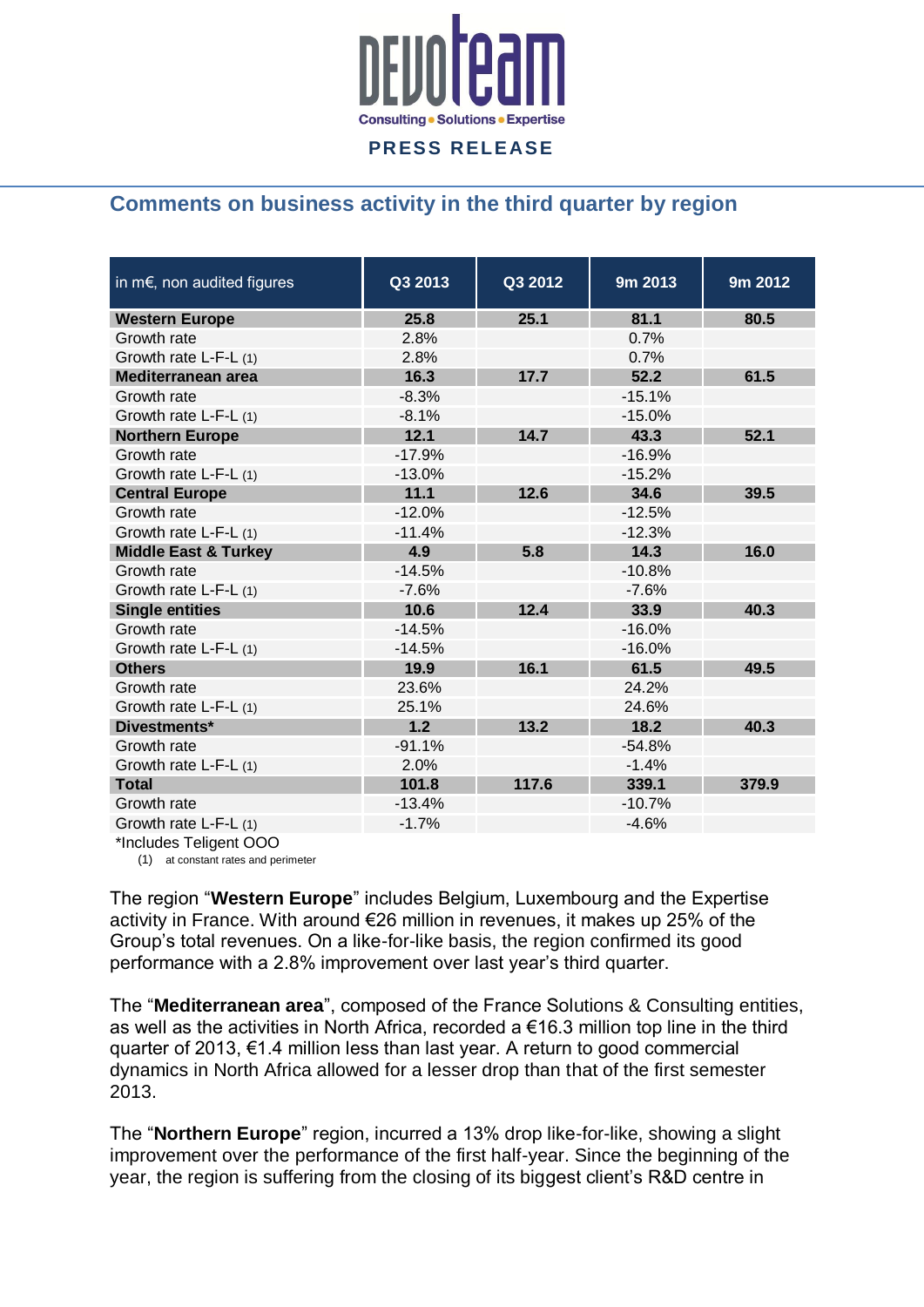## Comments on business activity in the third quarter by region

| in m€, non audited figures | Q3 2013 | Q3 2012 | 9m 2013 | 9m 2012 |
|---|---|---|---|---|
| **Western Europe** | **25.8** | **25.1** | **81.1** | **80.5** |
| Growth rate | 2.8% | | 0.7% | |
| Growth rate L-F-L (1) | 2.8% | | 0.7% | |
| **Mediterranean area** | **16.3** | **17.7** | **52.2** | **61.5** |
| Growth rate | -8.3% | | -15.1% | |
| Growth rate L-F-L (1) | -8.1% | | -15.0% | |
| **Northern Europe** | **12.1** | **14.7** | **43.3** | **52.1** |
| Growth rate | -17.9% | | -16.9% | |
| Growth rate L-F-L (1) | -13.0% | | -15.2% | |
| **Central Europe** | **11.1** | **12.6** | **34.6** | **39.5** |
| Growth rate | -12.0% | | -12.5% | |
| Growth rate L-F-L (1) | -11.4% | | -12.3% | |
| **Middle East & Turkey** | **4.9** | **5.8** | **14.3** | **16.0** |
| Growth rate | -14.5% | | -10.8% | |
| Growth rate L-F-L (1) | -7.6% | | -7.6% | |
| **Single entities** | **10.6** | **12.4** | **33.9** | **40.3** |
| Growth rate | -14.5% | | -16.0% | |
| Growth rate L-F-L (1) | -14.5% | | -16.0% | |
| **Others** | **19.9** | **16.1** | **61.5** | **49.5** |
| Growth rate | 23.6% | | 24.2% | |
| Growth rate L-F-L (1) | 25.1% | | 24.6% | |
| **Divestments*** | **1.2** | **13.2** | **18.2** | **40.3** |
| Growth rate | -91.1% | | -54.8% | |
| Growth rate L-F-L (1) | 2.0% | | -1.4% | |
| **Total** | **101.8** | **117.6** | **339.1** | **379.9** |
| Growth rate | -13.4% | | -10.7% | |
| Growth rate L-F-L (1) | -1.7% | | -4.6% | |

*Includes Teligent OOO

(1) at constant rates and perimeter

The region "**Western Europe**" includes Belgium, Luxembourg and the Expertise activity in France. With around €26 million in revenues, it makes up 25% of the Group's total revenues. On a like-for-like basis, the region confirmed its good performance with a 2.8% improvement over last year's third quarter.

The "**Mediterranean area**", composed of the France Solutions & Consulting entities, as well as the activities in North Africa, recorded a €16.3 million top line in the third quarter of 2013, €1.4 million less than last year. A return to good commercial dynamics in North Africa allowed for a lesser drop than that of the first semester 2013.

The "**Northern Europe**" region, incurred a 13% drop like-for-like, showing a slight improvement over the performance of the first half-year. Since the beginning of the year, the region is suffering from the closing of its biggest client's R&D centre in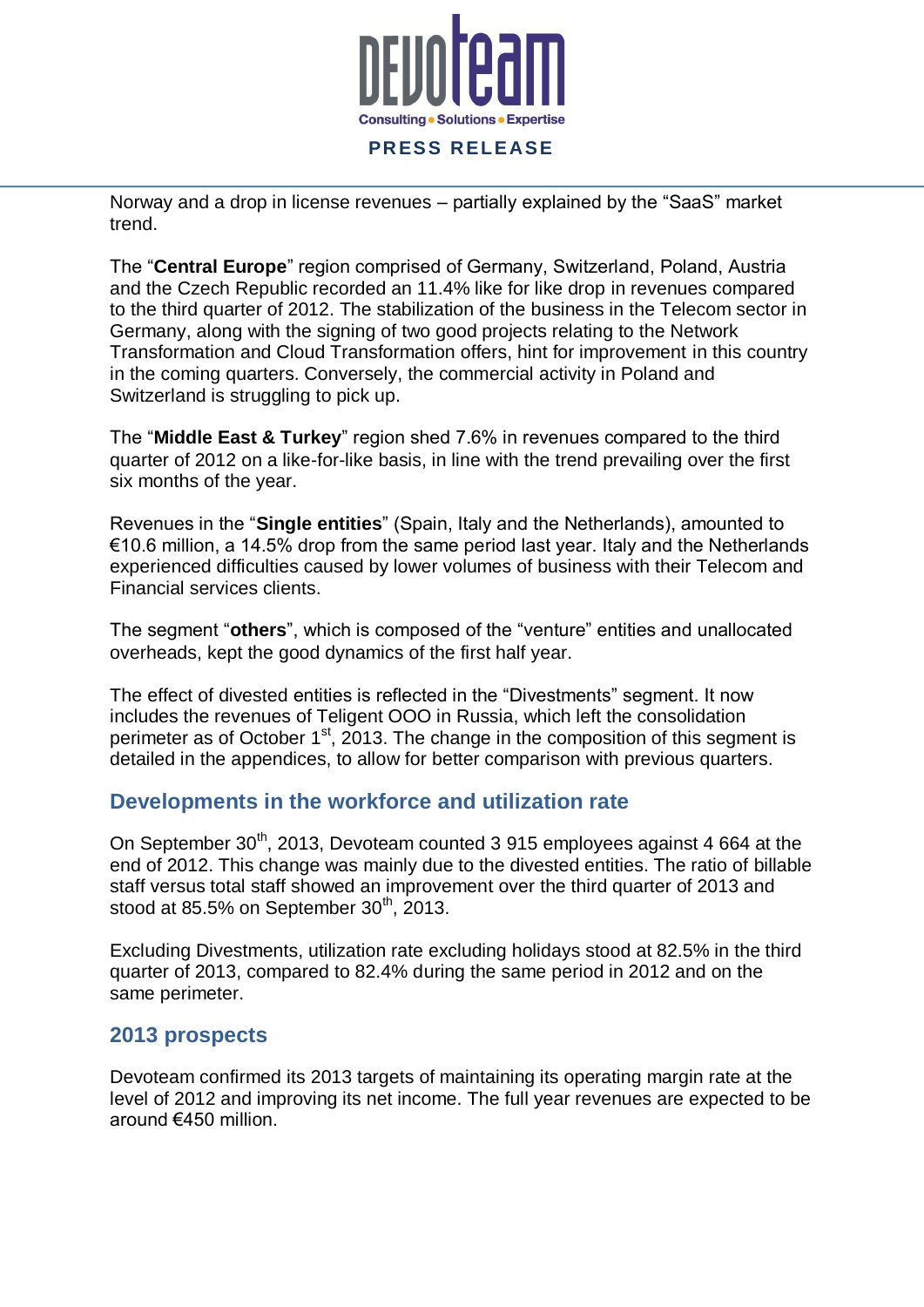Norway and a drop in license revenues – partially explained by the "SaaS" market trend.

The "**Central Europe**" region comprised of Germany, Switzerland, Poland, Austria and the Czech Republic recorded an 11.4% like for like drop in revenues compared to the third quarter of 2012. The stabilization of the business in the Telecom sector in Germany, along with the signing of two good projects relating to the Network Transformation and Cloud Transformation offers, hint for improvement in this country in the coming quarters. Conversely, the commercial activity in Poland and Switzerland is struggling to pick up.

The "**Middle East & Turkey**" region shed 7.6% in revenues compared to the third quarter of 2012 on a like-for-like basis, in line with the trend prevailing over the first six months of the year.

Revenues in the "**Single entities**" (Spain, Italy and the Netherlands), amounted to €10.6 million, a 14.5% drop from the same period last year. Italy and the Netherlands experienced difficulties caused by lower volumes of business with their Telecom and Financial services clients.

The segment "**others**", which is composed of the "venture" entities and unallocated overheads, kept the good dynamics of the first half year.

The effect of divested entities is reflected in the "Divestments" segment. It now includes the revenues of Teligent OOO in Russia, which left the consolidation perimeter as of October 1st, 2013. The change in the composition of this segment is detailed in the appendices, to allow for better comparison with previous quarters.

## Developments in the workforce and utilization rate

On September 30th, 2013, Devoteam counted 3 915 employees against 4 664 at the end of 2012. This change was mainly due to the divested entities. The ratio of billable staff versus total staff showed an improvement over the third quarter of 2013 and stood at 85.5% on September 30th, 2013.

Excluding Divestments, utilization rate excluding holidays stood at 82.5% in the third quarter of 2013, compared to 82.4% during the same period in 2012 and on the same perimeter.

## 2013 prospects

Devoteam confirmed its 2013 targets of maintaining its operating margin rate at the level of 2012 and improving its net income. The full year revenues are expected to be around €450 million.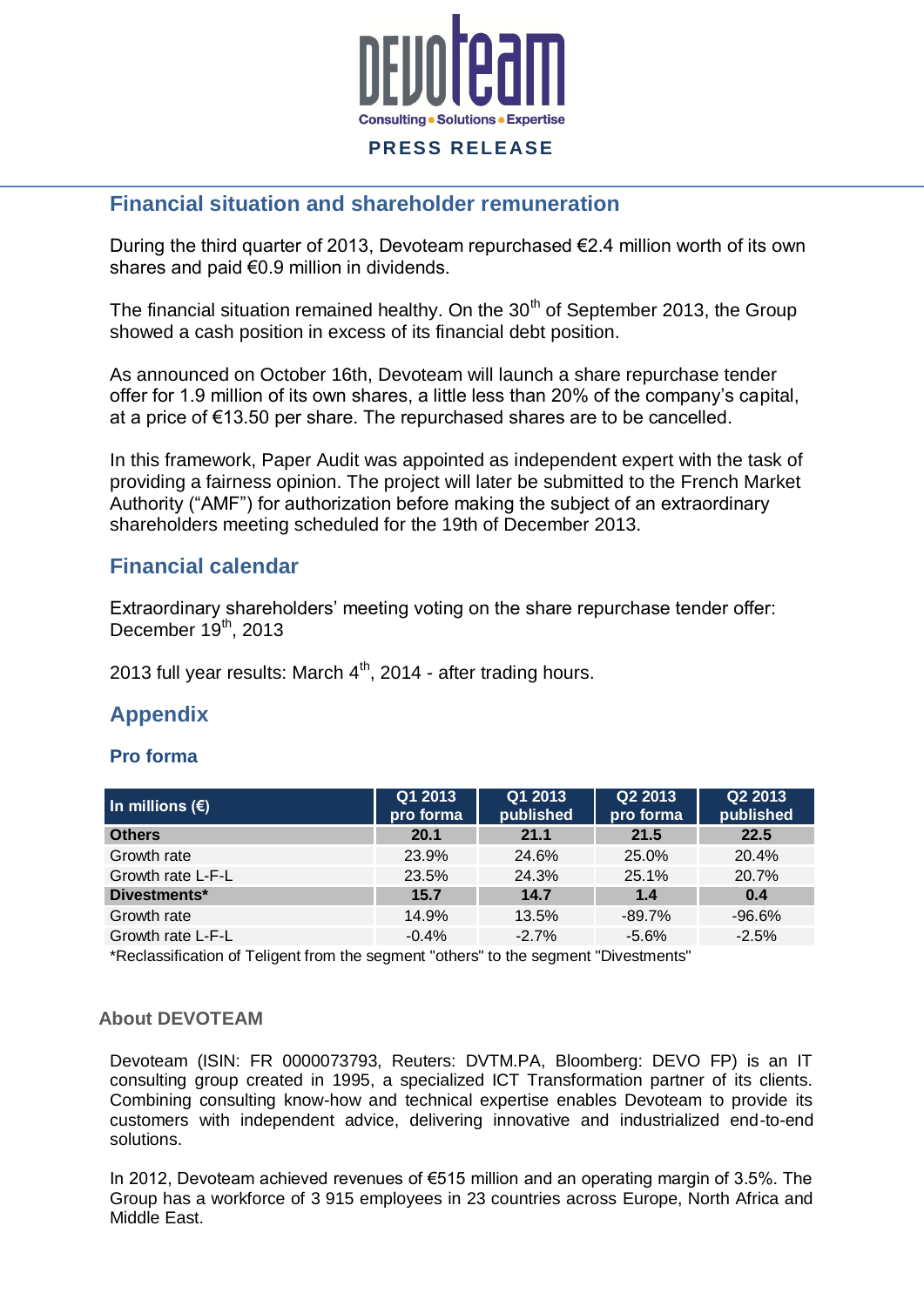## Financial situation and shareholder remuneration

During the third quarter of 2013, Devoteam repurchased €2.4 million worth of its own shares and paid €0.9 million in dividends.

The financial situation remained healthy. On the 30th of September 2013, the Group showed a cash position in excess of its financial debt position.

As announced on October 16th, Devoteam will launch a share repurchase tender offer for 1.9 million of its own shares, a little less than 20% of the company's capital, at a price of €13.50 per share. The repurchased shares are to be cancelled.

In this framework, Paper Audit was appointed as independent expert with the task of providing a fairness opinion. The project will later be submitted to the French Market Authority ("AMF") for authorization before making the subject of an extraordinary shareholders meeting scheduled for the 19th of December 2013.

## Financial calendar

Extraordinary shareholders' meeting voting on the share repurchase tender offer: December 19th, 2013

2013 full year results: March 4th, 2014 - after trading hours.

## Appendix

### Pro forma

| In millions (€) | Q1 2013 pro forma | Q1 2013 published | Q2 2013 pro forma | Q2 2013 published |
|---|---|---|---|---|
| **Others** | **20.1** | **21.1** | **21.5** | **22.5** |
| Growth rate | 23.9% | 24.6% | 25.0% | 20.4% |
| Growth rate L-F-L | 23.5% | 24.3% | 25.1% | 20.7% |
| **Divestments*** | **15.7** | **14.7** | **1.4** | **0.4** |
| Growth rate | 14.9% | 13.5% | -89.7% | -96.6% |
| Growth rate L-F-L | -0.4% | -2.7% | -5.6% | -2.5% |

*Reclassification of Teligent from the segment "others" to the segment "Divestments"

### About DEVOTEAM

Devoteam (ISIN: FR 0000073793, Reuters: DVTM.PA, Bloomberg: DEVO FP) is an IT consulting group created in 1995, a specialized ICT Transformation partner of its clients. Combining consulting know-how and technical expertise enables Devoteam to provide its customers with independent advice, delivering innovative and industrialized end-to-end solutions.

In 2012, Devoteam achieved revenues of €515 million and an operating margin of 3.5%. The Group has a workforce of 3 915 employees in 23 countries across Europe, North Africa and Middle East.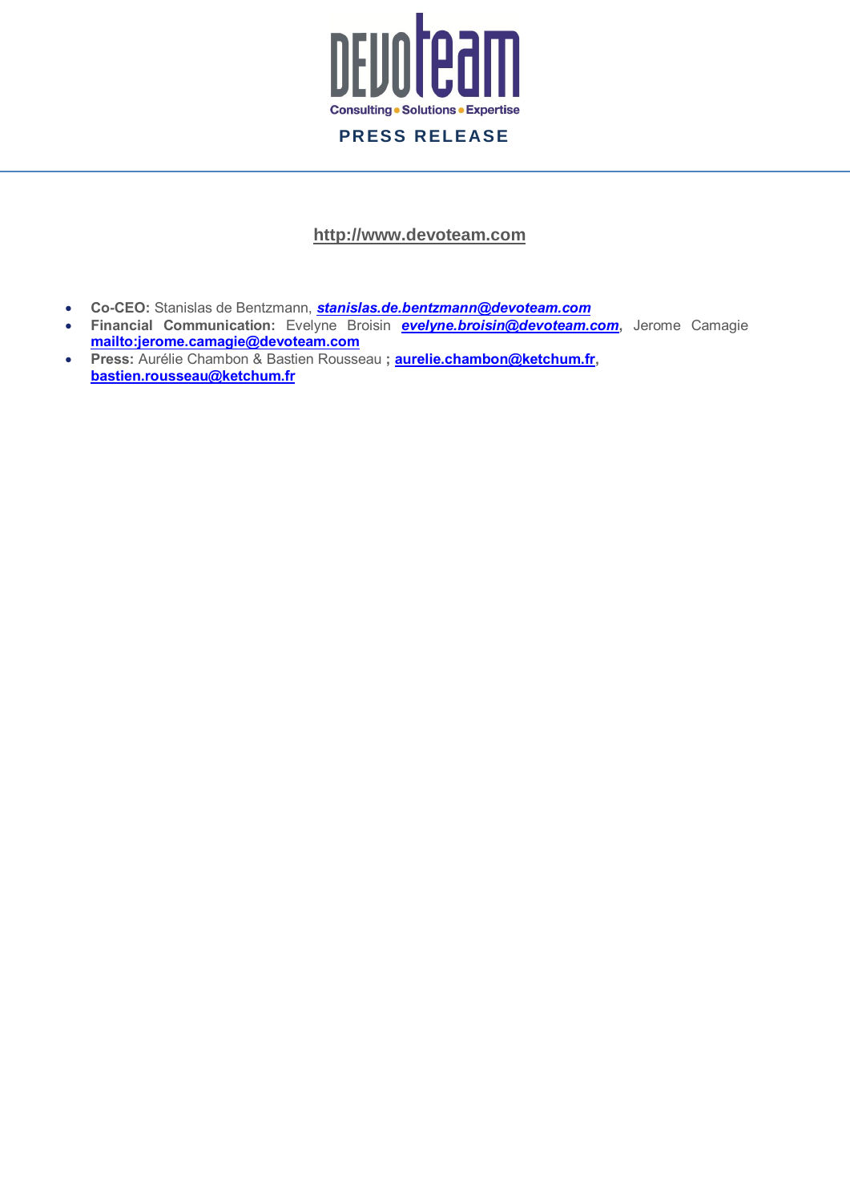**PRESS RELEASE**

http://www.devoteam.com

- **Co-CEO:** Stanislas de Bentzmann, ***stanislas.de.bentzmann@devoteam.com***
- **Financial Communication:** Evelyne Broisin ***evelyne.broisin@devoteam.com***, Jerome Camagie **mailto:jerome.camagie@devoteam.com**
- **Press:** Aurélie Chambon & Bastien Rousseau **;** **aurelie.chambon@ketchum.fr**, **bastien.rousseau@ketchum.fr**